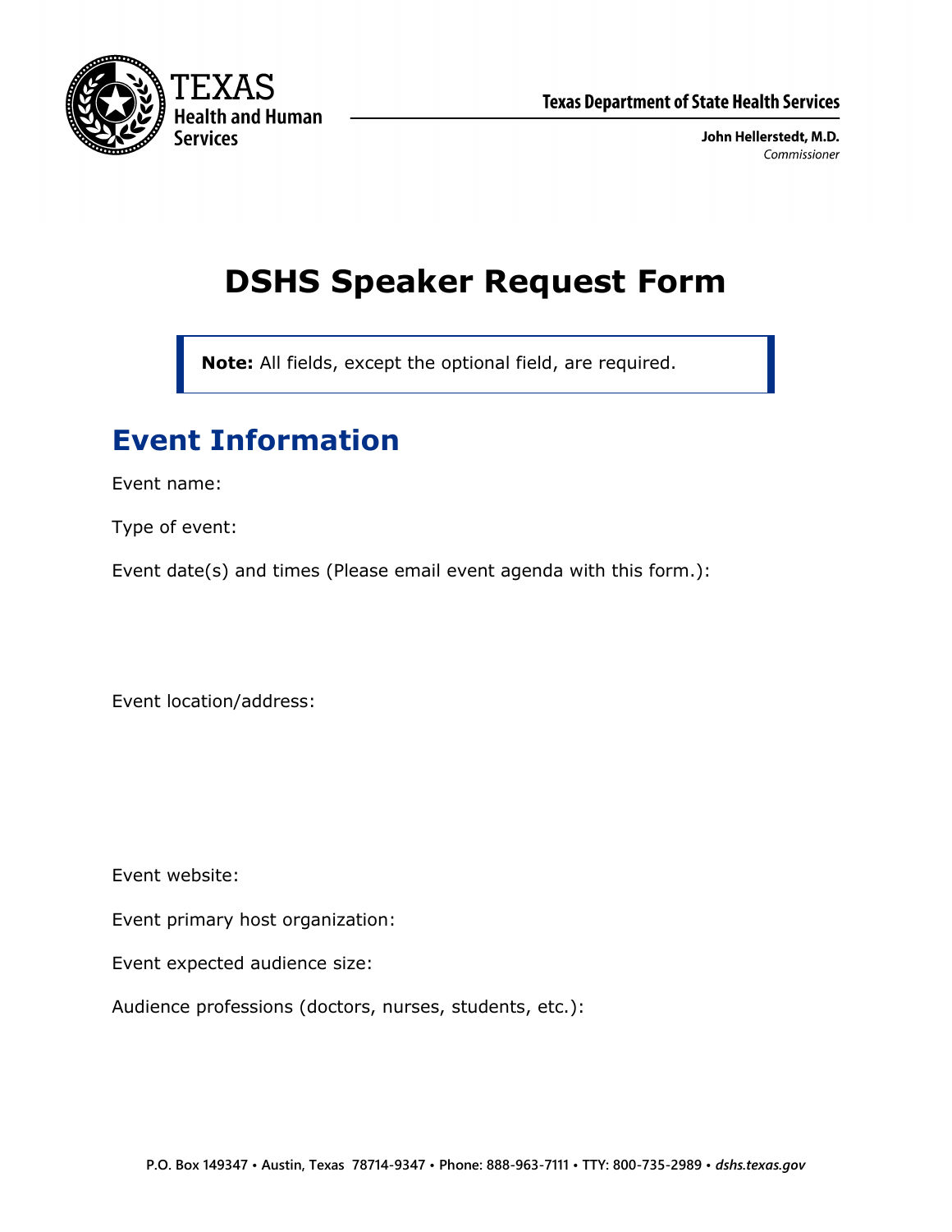Texas Department of State Health Services

**John Hellerstedt, M.D.**
*Commissioner*

# DSHS Speaker Request Form

**Note:** All fields, except the optional field, are required.

## Event Information

Event name:

Type of event:

Event date(s) and times (Please email event agenda with this form.):

Event location/address:

Event website:

Event primary host organization:

Event expected audience size:

Audience professions (doctors, nurses, students, etc.):

P.O. Box 149347 • Austin, Texas 78714-9347 • Phone: 888-963-7111 • TTY: 800-735-2989 • *dshs.texas.gov*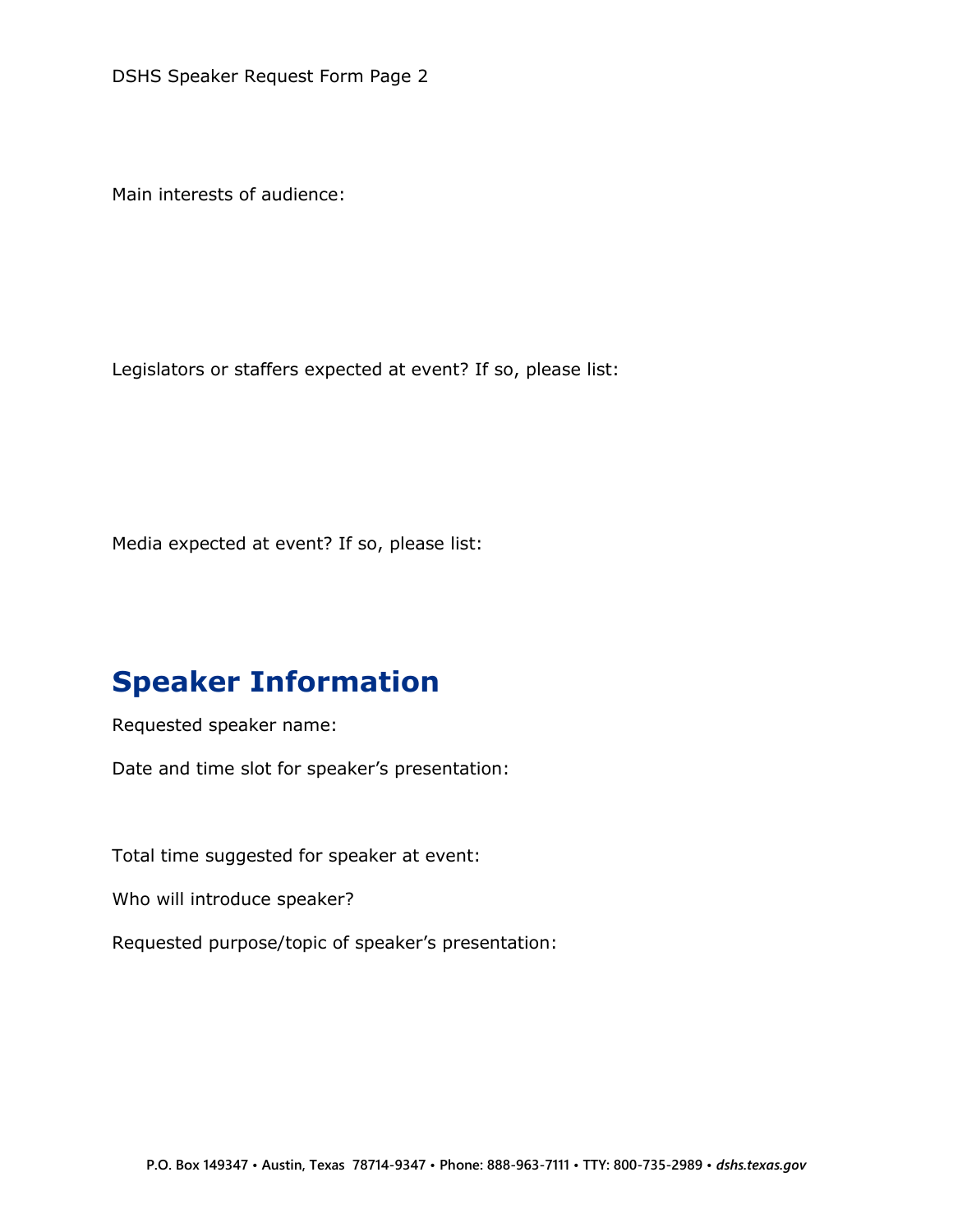Main interests of audience:

Legislators or staffers expected at event? If so, please list:

Media expected at event? If so, please list:

## Speaker Information

Requested speaker name:

Date and time slot for speaker's presentation:

Total time suggested for speaker at event:

Who will introduce speaker?

Requested purpose/topic of speaker's presentation: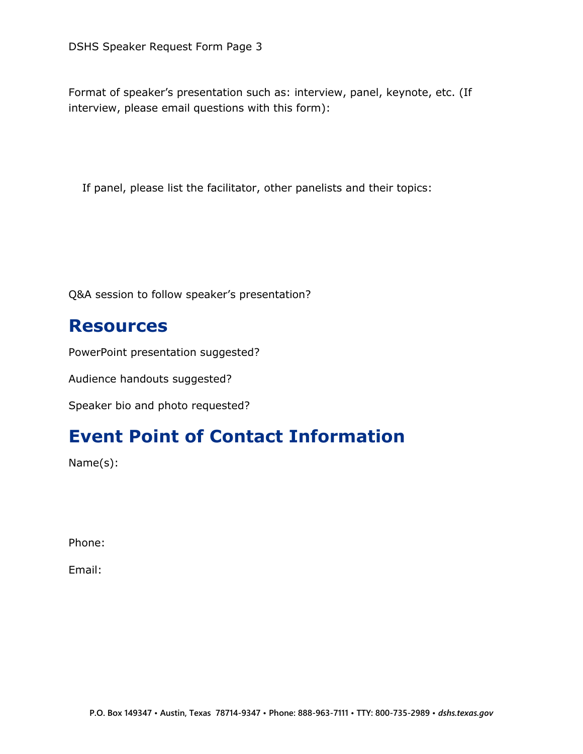Format of speaker's presentation such as: interview, panel, keynote, etc. (If interview, please email questions with this form):

If panel, please list the facilitator, other panelists and their topics:

Q&A session to follow speaker's presentation?

## Resources

PowerPoint presentation suggested?

Audience handouts suggested?

Speaker bio and photo requested?

## Event Point of Contact Information

Name(s):

Phone:

Email: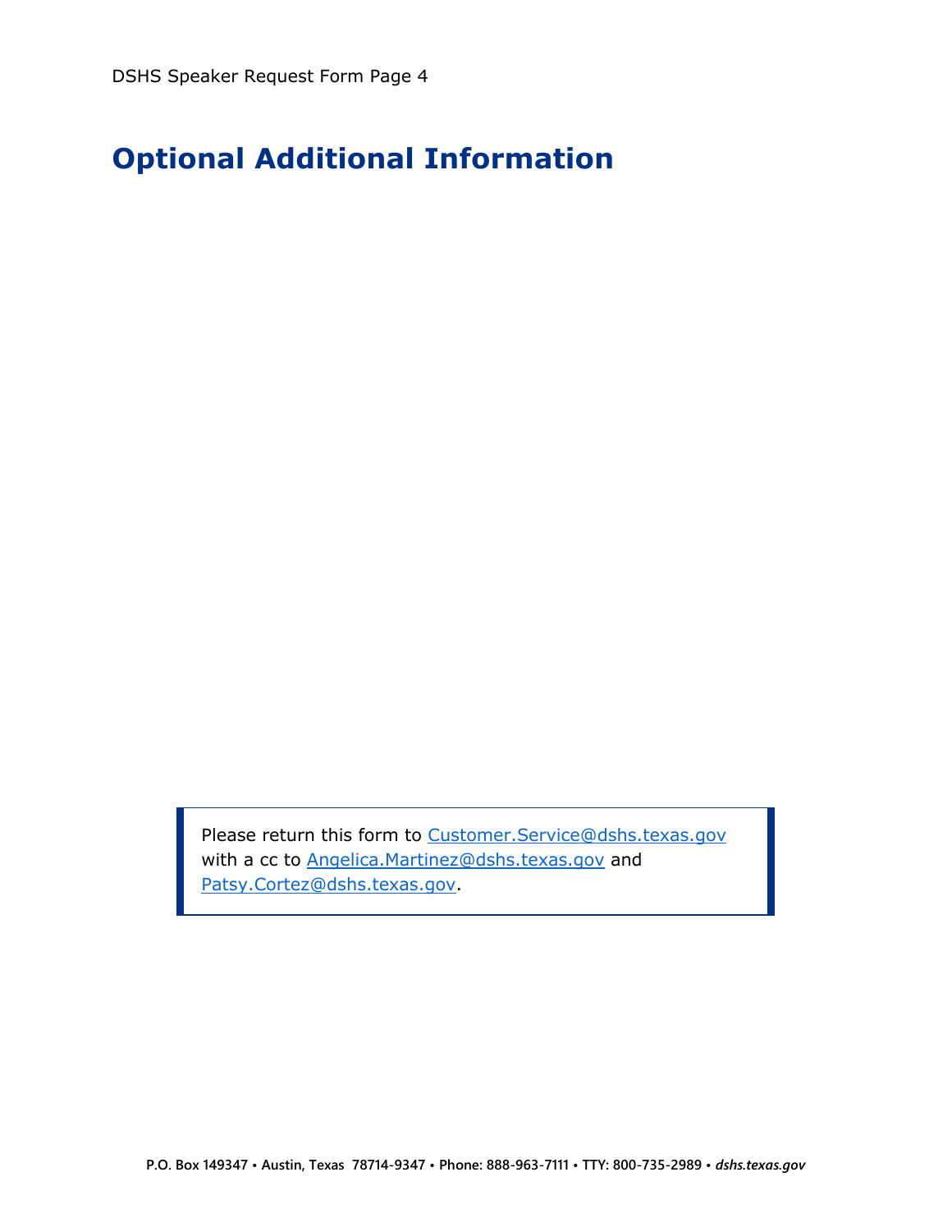# Optional Additional Information

> Please return this form to Customer.Service@dshs.texas.gov with a cc to Angelica.Martinez@dshs.texas.gov and Patsy.Cortez@dshs.texas.gov.

**P.O. Box 149347 • Austin, Texas 78714-9347 • Phone: 888-963-7111 • TTY: 800-735-2989 • *dshs.texas.gov***